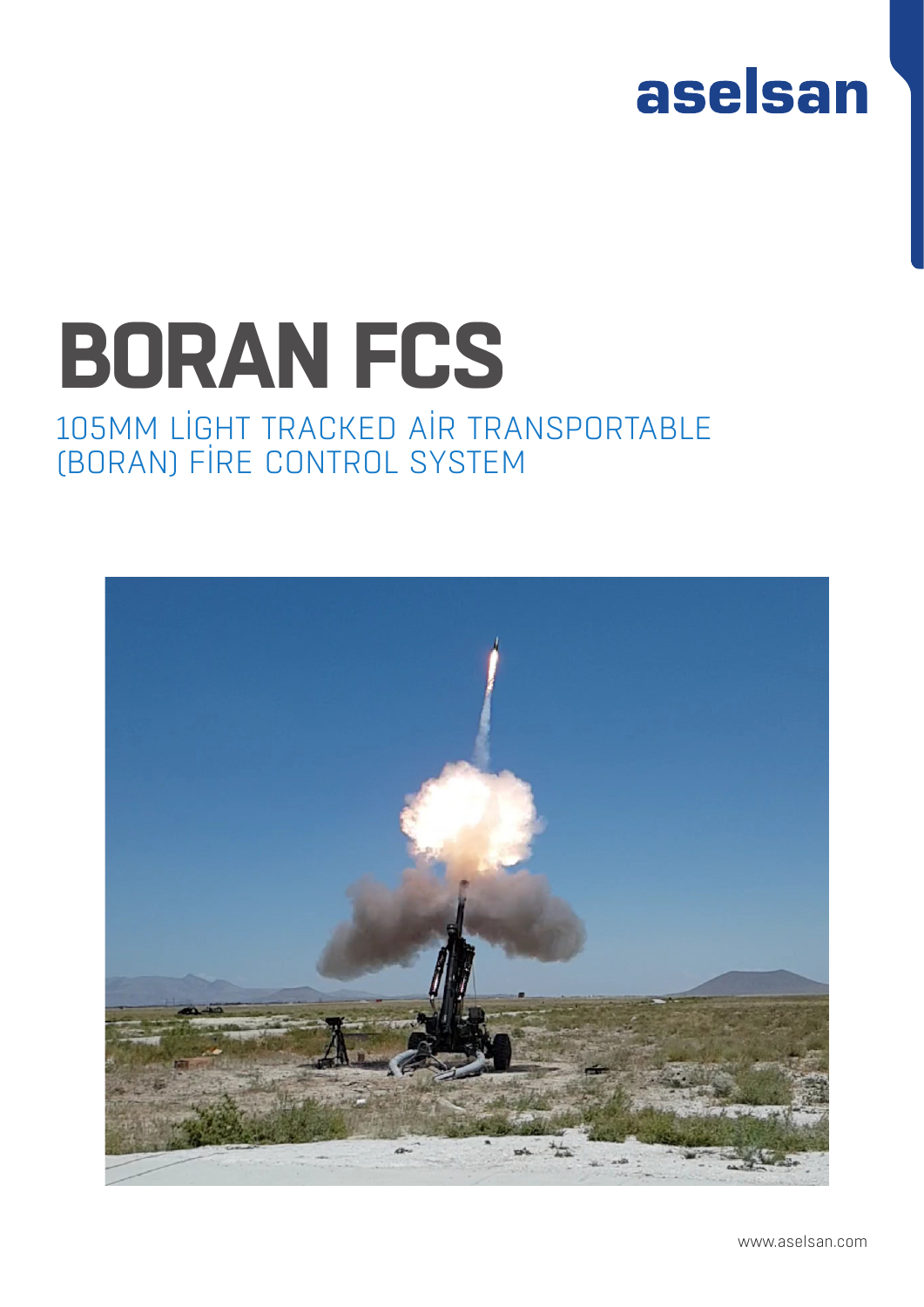aselsan

# BORAN FCS

## 105MM LİGHT TRACKED AİR TRANSPORTABLE (BORAN) FİRE CONTROL SYSTEM

www.aselsan.com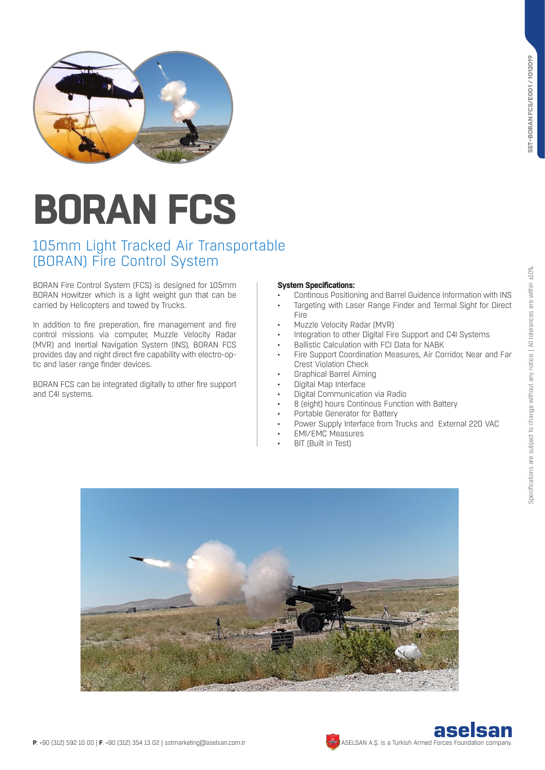# BORAN FCS

## 105mm Light Tracked Air Transportable (BORAN) Fire Control System

BORAN Fire Control System (FCS) is designed for 105mm BORAN Howitzer which is a light weight gun that can be carried by Helicopters and towed by Trucks.

In addition to fire preperation, fire management and fire control missions via computer, Muzzle Velocity Radar (MVR) and Inertial Navigation System (INS), BORAN FCS provides day and night direct fire capability with electro-optic and laser range finder devices.

BORAN FCS can be integrated digitally to other fire support and C4I systems.

**System Specifications:**

- Continous Positioning and Barrel Guidence Information with INS
- Targeting with Laser Range Finder and Termal Sight for Direct Fire
- Muzzle Velocity Radar (MVR)
- Integration to other Digital Fire Support and C4I Systems
- Ballistic Calculation with FCI Data for NABK
- Fire Support Coordination Measures, Air Corridor, Near and Far Crest Violation Check
- Graphical Barrel Aiming
- Digital Map Interface
- Digital Communication via Radio
- 8 (eight) hours Continous Function with Battery
- Portable Generator for Battery
- Power Supply Interface from Trucks and External 220 VAC
- EMI/EMC Measures
- BIT (Built in Test)

SST-BORAN FCS/E001/1012019

Specifications are subject to change without any notice. | All tolerances are within ±10%.

**P**: +90 (312) 592 10 00 | **F**: +90 (312) 354 13 02 | sstmarketing@aselsan.com.tr

aselsan

ASELSAN A.Ş. is a Turkish Armed Forces Foundation company.